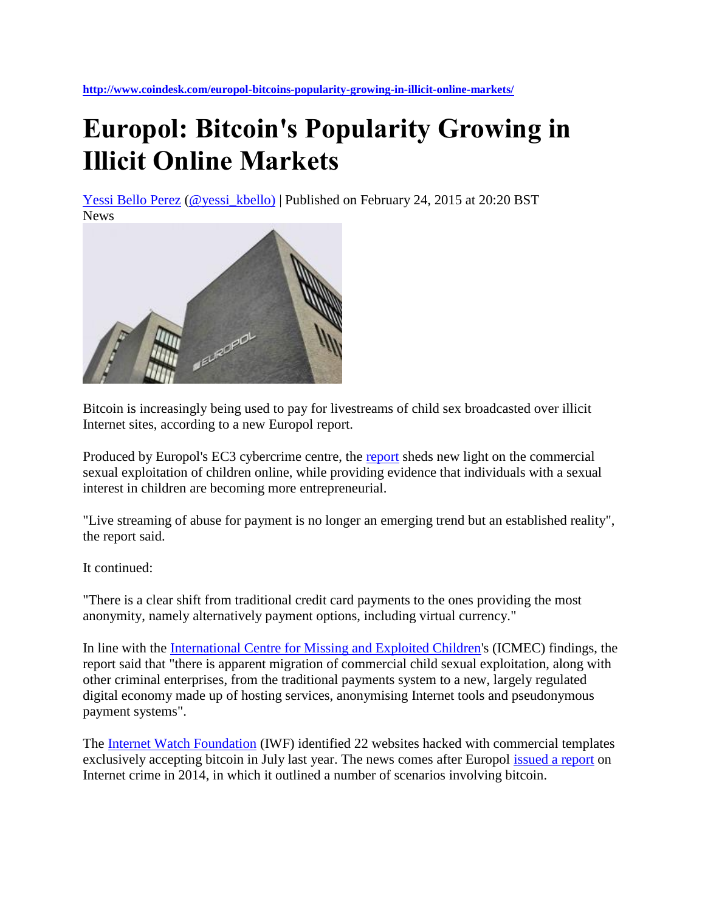**http://www.coindesk.com/europol-bitcoins-popularity-growing-in-illicit-online-markets/**

# Europol: Bitcoin's Popularity Growing in Illicit Online Markets

Yessi Bello Perez (@yessi_kbello) | Published on February 24, 2015 at 20:20 BST
News

Bitcoin is increasingly being used to pay for livestreams of child sex broadcasted over illicit Internet sites, according to a new Europol report.

Produced by Europol's EC3 cybercrime centre, the report sheds new light on the commercial sexual exploitation of children online, while providing evidence that individuals with a sexual interest in children are becoming more entrepreneurial.

"Live streaming of abuse for payment is no longer an emerging trend but an established reality", the report said.

It continued:

"There is a clear shift from traditional credit card payments to the ones providing the most anonymity, namely alternatively payment options, including virtual currency."

In line with the International Centre for Missing and Exploited Children's (ICMEC) findings, the report said that "there is apparent migration of commercial child sexual exploitation, along with other criminal enterprises, from the traditional payments system to a new, largely regulated digital economy made up of hosting services, anonymising Internet tools and pseudonymous payment systems".

The Internet Watch Foundation (IWF) identified 22 websites hacked with commercial templates exclusively accepting bitcoin in July last year. The news comes after Europol issued a report on Internet crime in 2014, in which it outlined a number of scenarios involving bitcoin.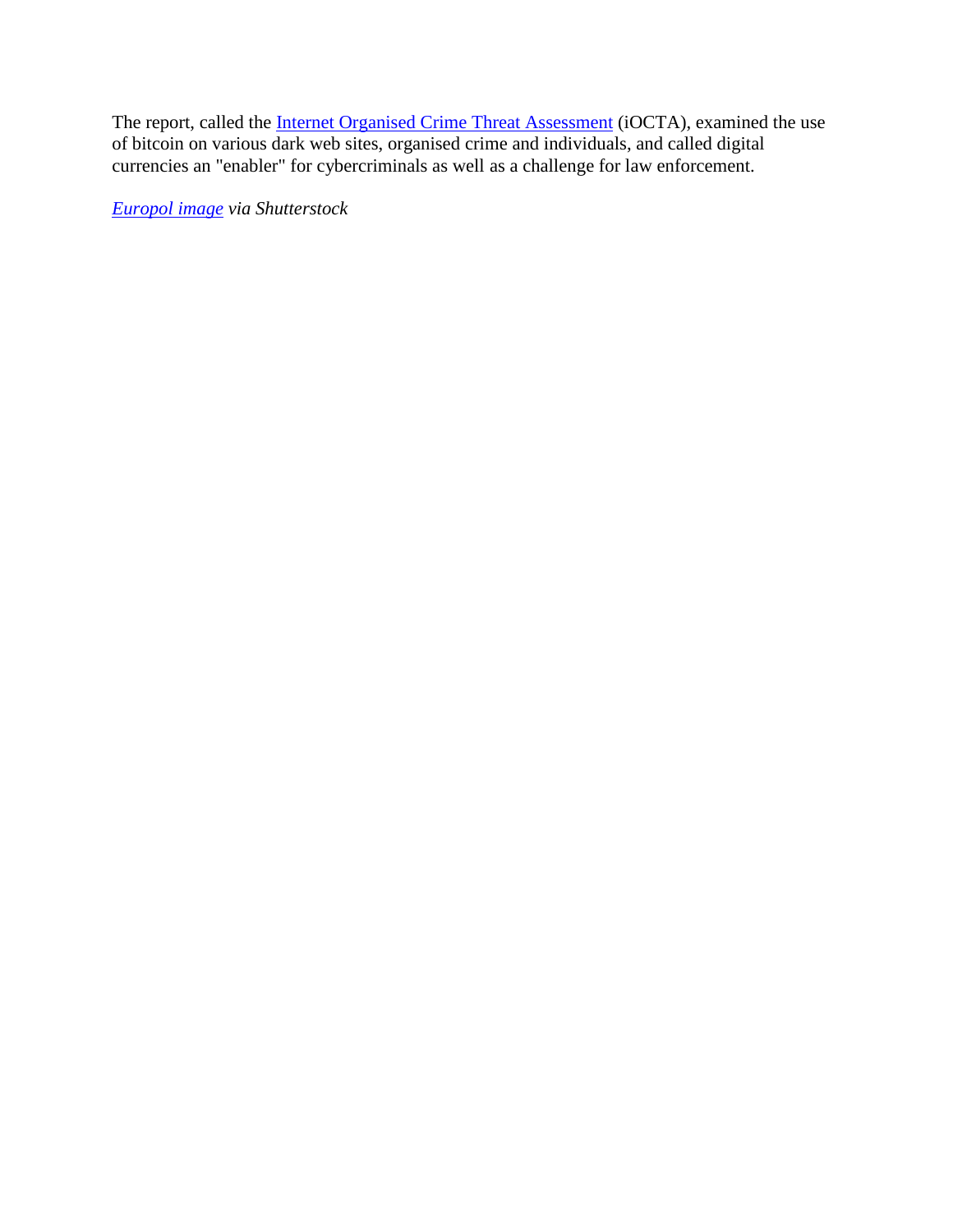The report, called the Internet Organised Crime Threat Assessment (iOCTA), examined the use of bitcoin on various dark web sites, organised crime and individuals, and called digital currencies an "enabler" for cybercriminals as well as a challenge for law enforcement.

*Europol image via Shutterstock*